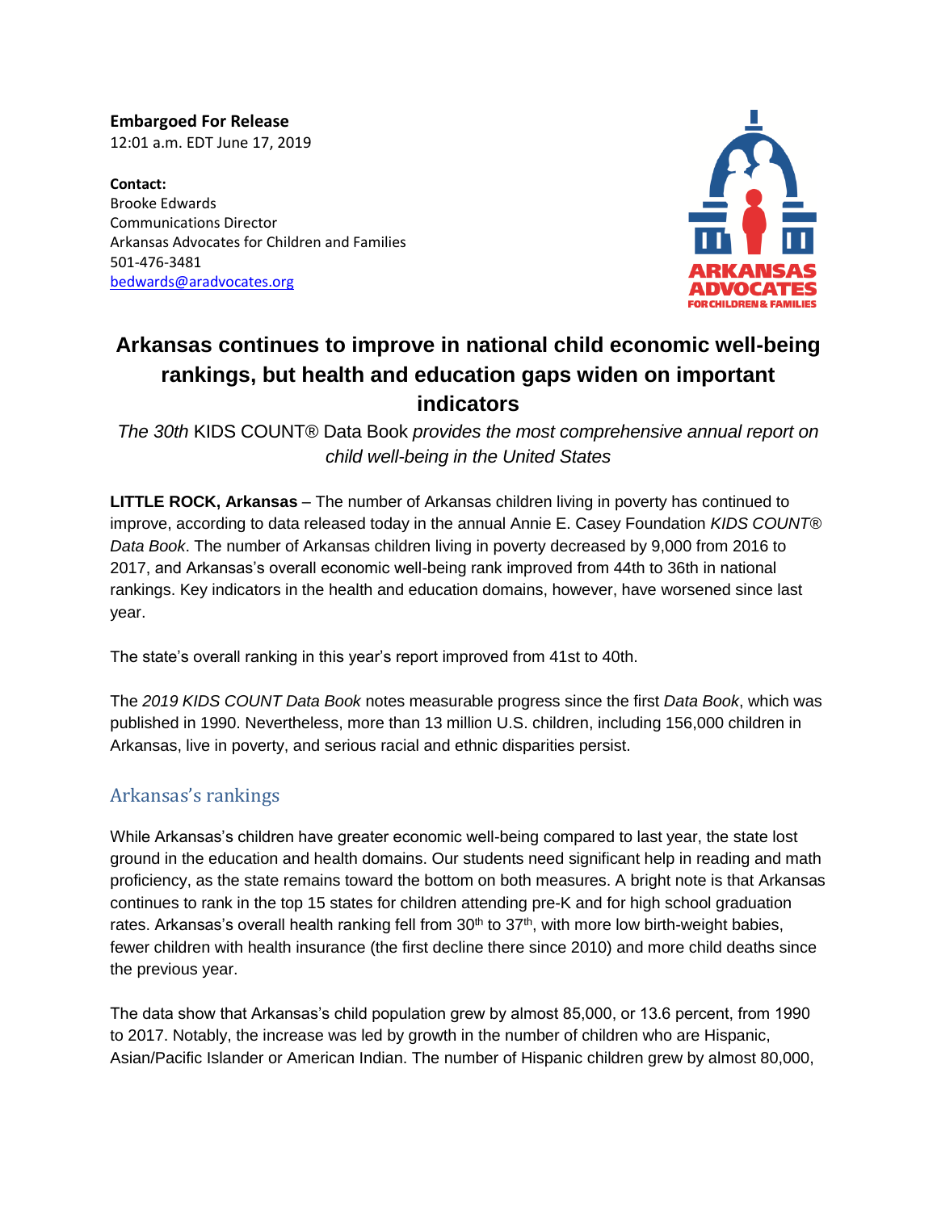**Embargoed For Release**
12:01 a.m. EDT June 17, 2019

**Contact:**
Brooke Edwards
Communications Director
Arkansas Advocates for Children and Families
501-476-3481
bedwards@aradvocates.org

# Arkansas continues to improve in national child economic well-being rankings, but health and education gaps widen on important indicators

*The 30th* KIDS COUNT® Data Book *provides the most comprehensive annual report on child well-being in the United States*

**LITTLE ROCK, Arkansas** – The number of Arkansas children living in poverty has continued to improve, according to data released today in the annual Annie E. Casey Foundation *KIDS COUNT® Data Book*. The number of Arkansas children living in poverty decreased by 9,000 from 2016 to 2017, and Arkansas's overall economic well-being rank improved from 44th to 36th in national rankings. Key indicators in the health and education domains, however, have worsened since last year.

The state's overall ranking in this year's report improved from 41st to 40th.

The *2019 KIDS COUNT Data Book* notes measurable progress since the first *Data Book*, which was published in 1990. Nevertheless, more than 13 million U.S. children, including 156,000 children in Arkansas, live in poverty, and serious racial and ethnic disparities persist.

## Arkansas's rankings

While Arkansas's children have greater economic well-being compared to last year, the state lost ground in the education and health domains. Our students need significant help in reading and math proficiency, as the state remains toward the bottom on both measures. A bright note is that Arkansas continues to rank in the top 15 states for children attending pre-K and for high school graduation rates. Arkansas's overall health ranking fell from 30th to 37th, with more low birth-weight babies, fewer children with health insurance (the first decline there since 2010) and more child deaths since the previous year.

The data show that Arkansas's child population grew by almost 85,000, or 13.6 percent, from 1990 to 2017. Notably, the increase was led by growth in the number of children who are Hispanic, Asian/Pacific Islander or American Indian. The number of Hispanic children grew by almost 80,000,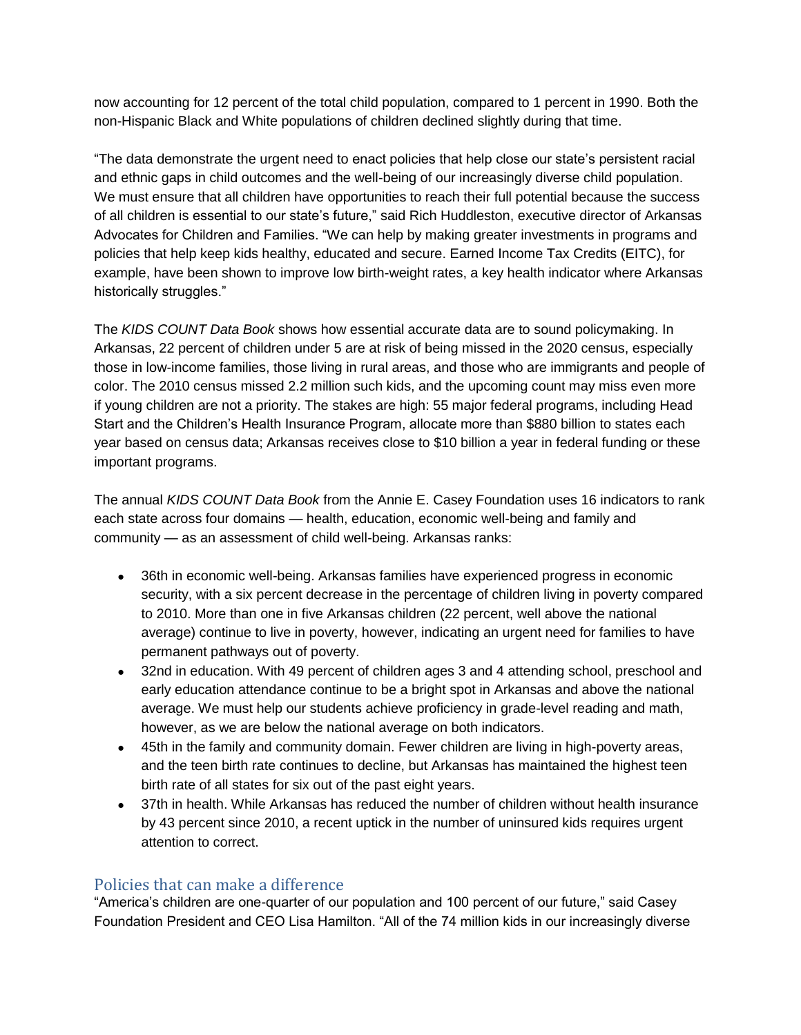now accounting for 12 percent of the total child population, compared to 1 percent in 1990. Both the non-Hispanic Black and White populations of children declined slightly during that time.

“The data demonstrate the urgent need to enact policies that help close our state’s persistent racial and ethnic gaps in child outcomes and the well-being of our increasingly diverse child population. We must ensure that all children have opportunities to reach their full potential because the success of all children is essential to our state’s future,” said Rich Huddleston, executive director of Arkansas Advocates for Children and Families. “We can help by making greater investments in programs and policies that help keep kids healthy, educated and secure. Earned Income Tax Credits (EITC), for example, have been shown to improve low birth-weight rates, a key health indicator where Arkansas historically struggles.”

The *KIDS COUNT Data Book* shows how essential accurate data are to sound policymaking. In Arkansas, 22 percent of children under 5 are at risk of being missed in the 2020 census, especially those in low-income families, those living in rural areas, and those who are immigrants and people of color. The 2010 census missed 2.2 million such kids, and the upcoming count may miss even more if young children are not a priority. The stakes are high: 55 major federal programs, including Head Start and the Children’s Health Insurance Program, allocate more than $880 billion to states each year based on census data; Arkansas receives close to $10 billion a year in federal funding or these important programs.

The annual *KIDS COUNT Data Book* from the Annie E. Casey Foundation uses 16 indicators to rank each state across four domains — health, education, economic well-being and family and community — as an assessment of child well-being. Arkansas ranks:

- 36th in economic well-being. Arkansas families have experienced progress in economic security, with a six percent decrease in the percentage of children living in poverty compared to 2010. More than one in five Arkansas children (22 percent, well above the national average) continue to live in poverty, however, indicating an urgent need for families to have permanent pathways out of poverty.
- 32nd in education. With 49 percent of children ages 3 and 4 attending school, preschool and early education attendance continue to be a bright spot in Arkansas and above the national average. We must help our students achieve proficiency in grade-level reading and math, however, as we are below the national average on both indicators.
- 45th in the family and community domain. Fewer children are living in high-poverty areas, and the teen birth rate continues to decline, but Arkansas has maintained the highest teen birth rate of all states for six out of the past eight years.
- 37th in health. While Arkansas has reduced the number of children without health insurance by 43 percent since 2010, a recent uptick in the number of uninsured kids requires urgent attention to correct.

## Policies that can make a difference

“America’s children are one-quarter of our population and 100 percent of our future,” said Casey Foundation President and CEO Lisa Hamilton. “All of the 74 million kids in our increasingly diverse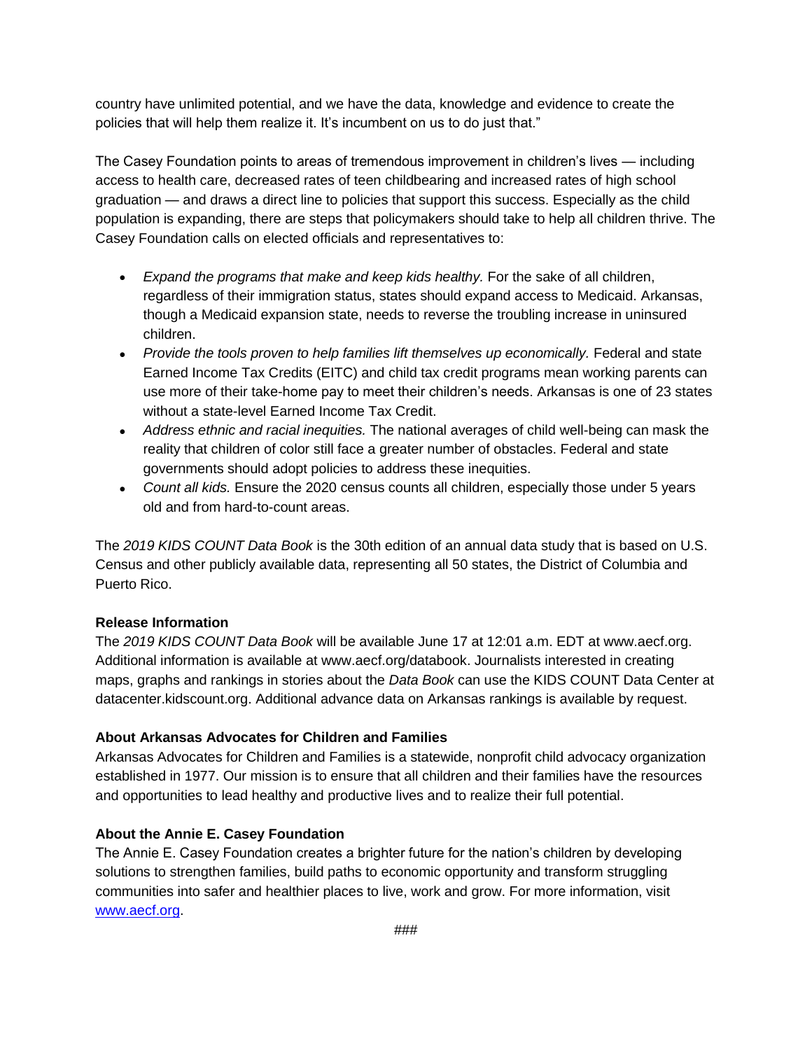country have unlimited potential, and we have the data, knowledge and evidence to create the policies that will help them realize it. It's incumbent on us to do just that."

The Casey Foundation points to areas of tremendous improvement in children's lives — including access to health care, decreased rates of teen childbearing and increased rates of high school graduation — and draws a direct line to policies that support this success. Especially as the child population is expanding, there are steps that policymakers should take to help all children thrive. The Casey Foundation calls on elected officials and representatives to:

- *Expand the programs that make and keep kids healthy.* For the sake of all children, regardless of their immigration status, states should expand access to Medicaid. Arkansas, though a Medicaid expansion state, needs to reverse the troubling increase in uninsured children.
- *Provide the tools proven to help families lift themselves up economically.* Federal and state Earned Income Tax Credits (EITC) and child tax credit programs mean working parents can use more of their take-home pay to meet their children's needs. Arkansas is one of 23 states without a state-level Earned Income Tax Credit.
- *Address ethnic and racial inequities.* The national averages of child well-being can mask the reality that children of color still face a greater number of obstacles. Federal and state governments should adopt policies to address these inequities.
- *Count all kids.* Ensure the 2020 census counts all children, especially those under 5 years old and from hard-to-count areas.

The *2019 KIDS COUNT Data Book* is the 30th edition of an annual data study that is based on U.S. Census and other publicly available data, representing all 50 states, the District of Columbia and Puerto Rico.

**Release Information**

The *2019 KIDS COUNT Data Book* will be available June 17 at 12:01 a.m. EDT at www.aecf.org. Additional information is available at www.aecf.org/databook. Journalists interested in creating maps, graphs and rankings in stories about the *Data Book* can use the KIDS COUNT Data Center at datacenter.kidscount.org. Additional advance data on Arkansas rankings is available by request.

**About Arkansas Advocates for Children and Families**

Arkansas Advocates for Children and Families is a statewide, nonprofit child advocacy organization established in 1977. Our mission is to ensure that all children and their families have the resources and opportunities to lead healthy and productive lives and to realize their full potential.

**About the Annie E. Casey Foundation**

The Annie E. Casey Foundation creates a brighter future for the nation's children by developing solutions to strengthen families, build paths to economic opportunity and transform struggling communities into safer and healthier places to live, work and grow. For more information, visit www.aecf.org.

###